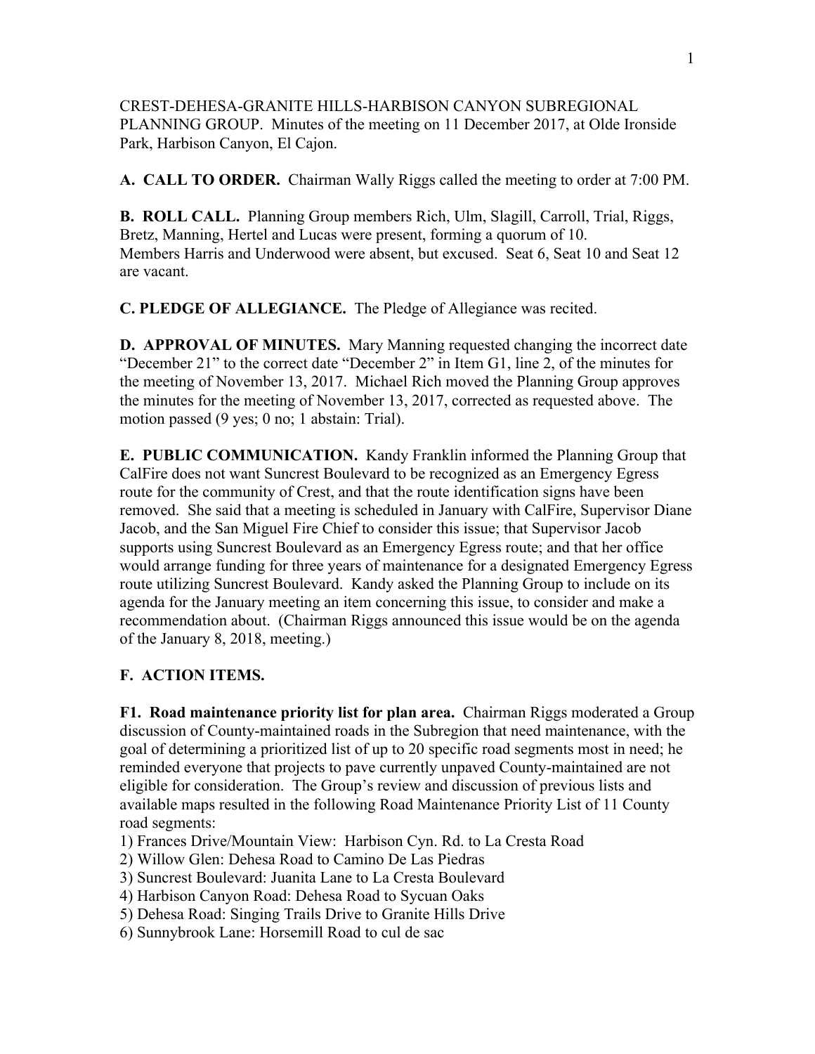CREST-DEHESA-GRANITE HILLS-HARBISON CANYON SUBREGIONAL PLANNING GROUP. Minutes of the meeting on 11 December 2017, at Olde Ironside Park, Harbison Canyon, El Cajon.

**A. CALL TO ORDER.** Chairman Wally Riggs called the meeting to order at 7:00 PM.

**B. ROLL CALL.** Planning Group members Rich, Ulm, Slagill, Carroll, Trial, Riggs, Bretz, Manning, Hertel and Lucas were present, forming a quorum of 10. Members Harris and Underwood were absent, but excused. Seat 6, Seat 10 and Seat 12 are vacant.

**C. PLEDGE OF ALLEGIANCE.** The Pledge of Allegiance was recited.

**D. APPROVAL OF MINUTES.** Mary Manning requested changing the incorrect date "December 21" to the correct date "December 2" in Item G1, line 2, of the minutes for the meeting of November 13, 2017. Michael Rich moved the Planning Group approves the minutes for the meeting of November 13, 2017, corrected as requested above. The motion passed (9 yes; 0 no; 1 abstain: Trial).

**E. PUBLIC COMMUNICATION.** Kandy Franklin informed the Planning Group that CalFire does not want Suncrest Boulevard to be recognized as an Emergency Egress route for the community of Crest, and that the route identification signs have been removed. She said that a meeting is scheduled in January with CalFire, Supervisor Diane Jacob, and the San Miguel Fire Chief to consider this issue; that Supervisor Jacob supports using Suncrest Boulevard as an Emergency Egress route; and that her office would arrange funding for three years of maintenance for a designated Emergency Egress route utilizing Suncrest Boulevard. Kandy asked the Planning Group to include on its agenda for the January meeting an item concerning this issue, to consider and make a recommendation about. (Chairman Riggs announced this issue would be on the agenda of the January 8, 2018, meeting.)

**F. ACTION ITEMS.**

**F1. Road maintenance priority list for plan area.** Chairman Riggs moderated a Group discussion of County-maintained roads in the Subregion that need maintenance, with the goal of determining a prioritized list of up to 20 specific road segments most in need; he reminded everyone that projects to pave currently unpaved County-maintained are not eligible for consideration. The Group's review and discussion of previous lists and available maps resulted in the following Road Maintenance Priority List of 11 County road segments:

1) Frances Drive/Mountain View: Harbison Cyn. Rd. to La Cresta Road
2) Willow Glen: Dehesa Road to Camino De Las Piedras
3) Suncrest Boulevard: Juanita Lane to La Cresta Boulevard
4) Harbison Canyon Road: Dehesa Road to Sycuan Oaks
5) Dehesa Road: Singing Trails Drive to Granite Hills Drive
6) Sunnybrook Lane: Horsemill Road to cul de sac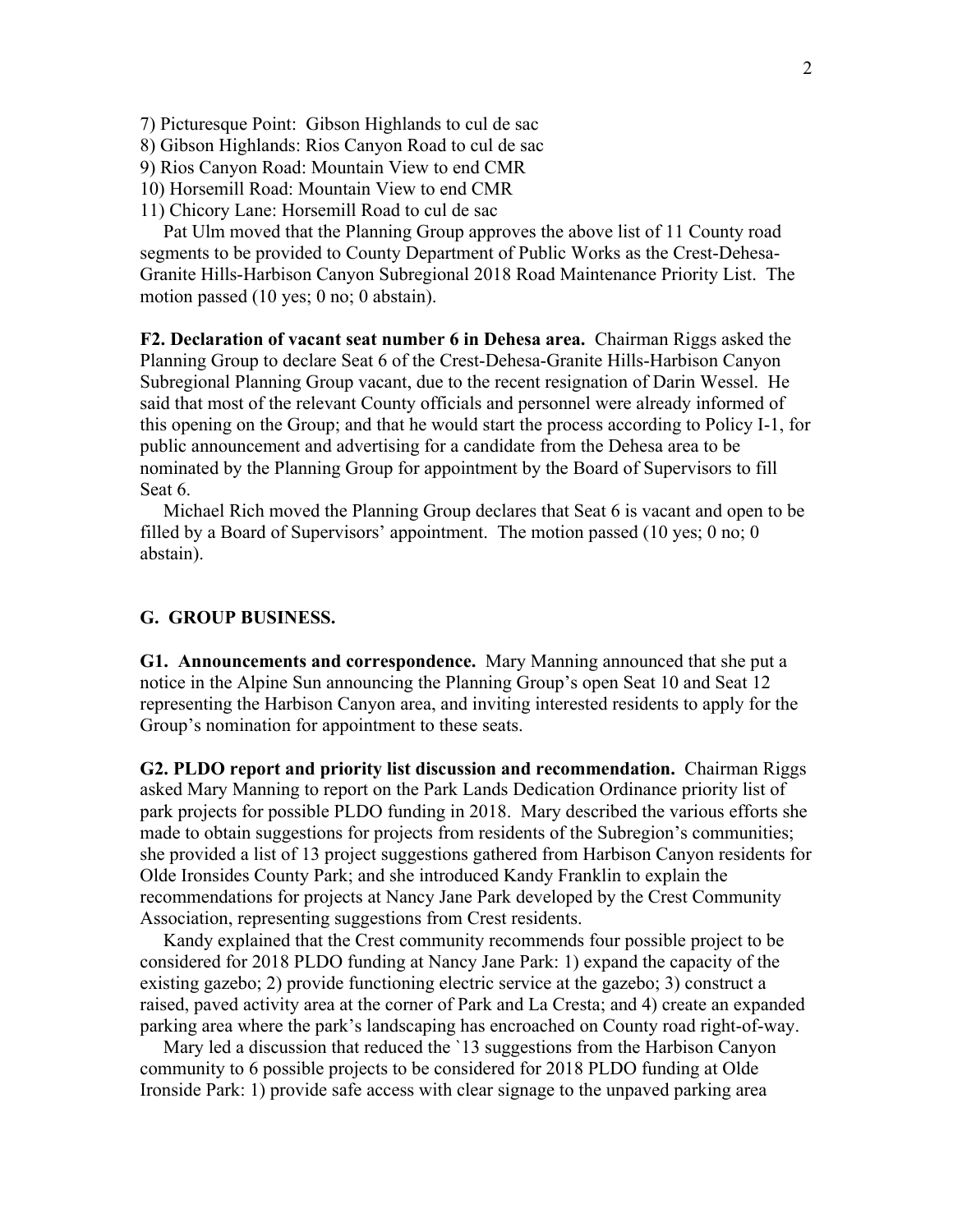7) Picturesque Point: Gibson Highlands to cul de sac
8) Gibson Highlands: Rios Canyon Road to cul de sac
9) Rios Canyon Road: Mountain View to end CMR
10) Horsemill Road: Mountain View to end CMR
11) Chicory Lane: Horsemill Road to cul de sac

Pat Ulm moved that the Planning Group approves the above list of 11 County road segments to be provided to County Department of Public Works as the Crest-Dehesa-Granite Hills-Harbison Canyon Subregional 2018 Road Maintenance Priority List. The motion passed (10 yes; 0 no; 0 abstain).

**F2. Declaration of vacant seat number 6 in Dehesa area.** Chairman Riggs asked the Planning Group to declare Seat 6 of the Crest-Dehesa-Granite Hills-Harbison Canyon Subregional Planning Group vacant, due to the recent resignation of Darin Wessel. He said that most of the relevant County officials and personnel were already informed of this opening on the Group; and that he would start the process according to Policy I-1, for public announcement and advertising for a candidate from the Dehesa area to be nominated by the Planning Group for appointment by the Board of Supervisors to fill Seat 6.

Michael Rich moved the Planning Group declares that Seat 6 is vacant and open to be filled by a Board of Supervisors' appointment. The motion passed (10 yes; 0 no; 0 abstain).

## G. GROUP BUSINESS.

**G1. Announcements and correspondence.** Mary Manning announced that she put a notice in the Alpine Sun announcing the Planning Group's open Seat 10 and Seat 12 representing the Harbison Canyon area, and inviting interested residents to apply for the Group's nomination for appointment to these seats.

**G2. PLDO report and priority list discussion and recommendation.** Chairman Riggs asked Mary Manning to report on the Park Lands Dedication Ordinance priority list of park projects for possible PLDO funding in 2018. Mary described the various efforts she made to obtain suggestions for projects from residents of the Subregion's communities; she provided a list of 13 project suggestions gathered from Harbison Canyon residents for Olde Ironsides County Park; and she introduced Kandy Franklin to explain the recommendations for projects at Nancy Jane Park developed by the Crest Community Association, representing suggestions from Crest residents.

Kandy explained that the Crest community recommends four possible project to be considered for 2018 PLDO funding at Nancy Jane Park: 1) expand the capacity of the existing gazebo; 2) provide functioning electric service at the gazebo; 3) construct a raised, paved activity area at the corner of Park and La Cresta; and 4) create an expanded parking area where the park's landscaping has encroached on County road right-of-way.

Mary led a discussion that reduced the `13 suggestions from the Harbison Canyon community to 6 possible projects to be considered for 2018 PLDO funding at Olde Ironside Park: 1) provide safe access with clear signage to the unpaved parking area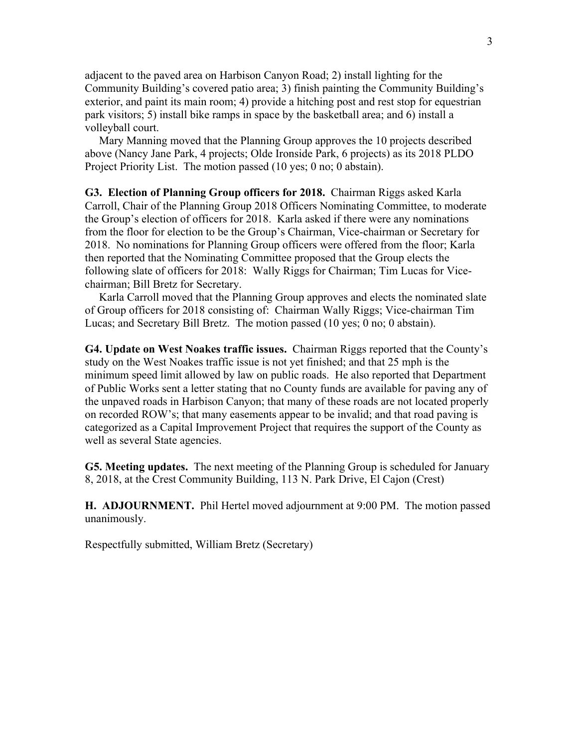adjacent to the paved area on Harbison Canyon Road; 2) install lighting for the Community Building's covered patio area; 3) finish painting the Community Building's exterior, and paint its main room; 4) provide a hitching post and rest stop for equestrian park visitors; 5) install bike ramps in space by the basketball area; and 6) install a volleyball court.

Mary Manning moved that the Planning Group approves the 10 projects described above (Nancy Jane Park, 4 projects; Olde Ironside Park, 6 projects) as its 2018 PLDO Project Priority List. The motion passed (10 yes; 0 no; 0 abstain).

**G3. Election of Planning Group officers for 2018.** Chairman Riggs asked Karla Carroll, Chair of the Planning Group 2018 Officers Nominating Committee, to moderate the Group's election of officers for 2018. Karla asked if there were any nominations from the floor for election to be the Group's Chairman, Vice-chairman or Secretary for 2018. No nominations for Planning Group officers were offered from the floor; Karla then reported that the Nominating Committee proposed that the Group elects the following slate of officers for 2018: Wally Riggs for Chairman; Tim Lucas for Vice-chairman; Bill Bretz for Secretary.

Karla Carroll moved that the Planning Group approves and elects the nominated slate of Group officers for 2018 consisting of: Chairman Wally Riggs; Vice-chairman Tim Lucas; and Secretary Bill Bretz. The motion passed (10 yes; 0 no; 0 abstain).

**G4. Update on West Noakes traffic issues.** Chairman Riggs reported that the County's study on the West Noakes traffic issue is not yet finished; and that 25 mph is the minimum speed limit allowed by law on public roads. He also reported that Department of Public Works sent a letter stating that no County funds are available for paving any of the unpaved roads in Harbison Canyon; that many of these roads are not located properly on recorded ROW's; that many easements appear to be invalid; and that road paving is categorized as a Capital Improvement Project that requires the support of the County as well as several State agencies.

**G5. Meeting updates.** The next meeting of the Planning Group is scheduled for January 8, 2018, at the Crest Community Building, 113 N. Park Drive, El Cajon (Crest)

**H. ADJOURNMENT.** Phil Hertel moved adjournment at 9:00 PM. The motion passed unanimously.

Respectfully submitted, William Bretz (Secretary)